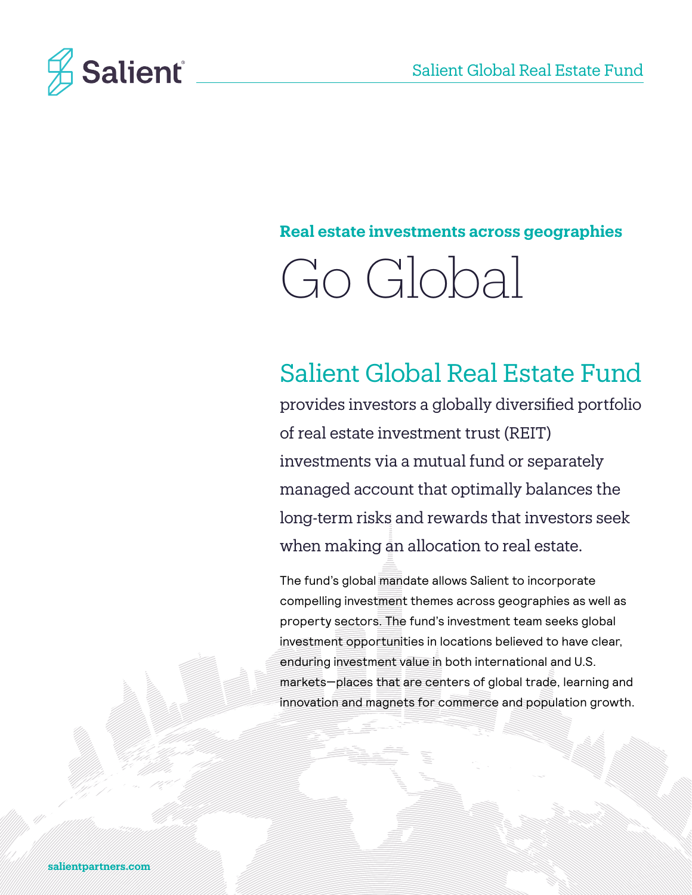Salient

Salient Global Real Estate Fund

**Real estate investments across geographies**

# Go Global

## Salient Global Real Estate Fund

provides investors a globally diversified portfolio of real estate investment trust (REIT) investments via a mutual fund or separately managed account that optimally balances the long-term risks and rewards that investors seek when making an allocation to real estate.

The fund's global mandate allows Salient to incorporate compelling investment themes across geographies as well as property sectors. The fund's investment team seeks global investment opportunities in locations believed to have clear, enduring investment value in both international and U.S. markets—places that are centers of global trade, learning and innovation and magnets for commerce and population growth.

**salientpartners.com**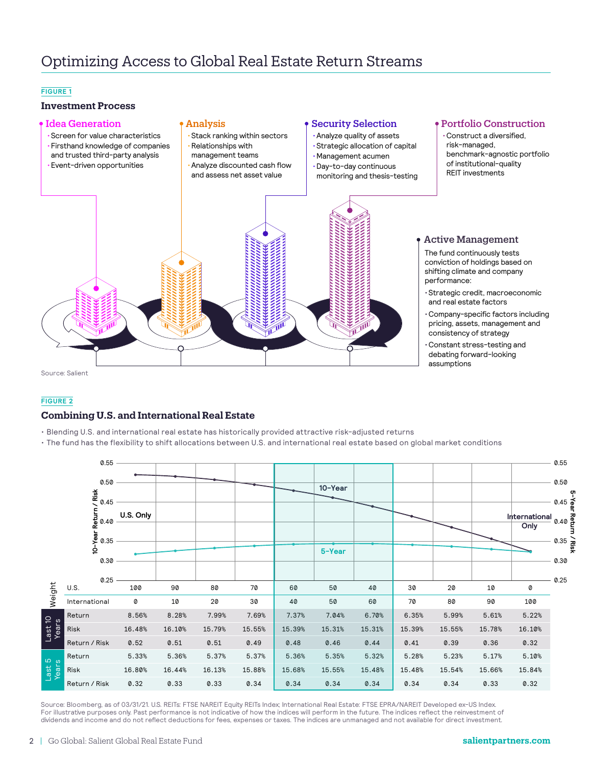# Optimizing Access to Global Real Estate Return Streams

**FIGURE 1**

### Investment Process

**Idea Generation**
- Screen for value characteristics
- Firsthand knowledge of companies and trusted third-party analysis
- Event-driven opportunities

**Analysis**
- Stack ranking within sectors
- Relationships with management teams
- Analyze discounted cash flow and assess net asset value

**Security Selection**
- Analyze quality of assets
- Strategic allocation of capital
- Management acumen
- Day-to-day continuous monitoring and thesis-testing

**Portfolio Construction**
- Construct a diversified, risk-managed, benchmark-agnostic portfolio of institutional-quality REIT investments

**Active Management**

The fund continuously tests conviction of holdings based on shifting climate and company performance:

- Strategic credit, macroeconomic and real estate factors
- Company-specific factors including pricing, assets, management and consistency of strategy
- Constant stress-testing and debating forward-looking assumptions

Source: Salient

**FIGURE 2**

### Combining U.S. and International Real Estate

- Blending U.S. and international real estate has historically provided attractive risk-adjusted returns
- The fund has the flexibility to shift allocations between U.S. and international real estate based on global market conditions

| | | | | | | | | | | | | |
|---|---|---|---|---|---|---|---|---|---|---|---|---|
| Weight | U.S. | 100 | 90 | 80 | 70 | 60 | 50 | 40 | 30 | 20 | 10 | 0 |
| | International | 0 | 10 | 20 | 30 | 40 | 50 | 60 | 70 | 80 | 90 | 100 |
| Last 10 Years | Return | 8.56% | 8.28% | 7.99% | 7.69% | 7.37% | 7.04% | 6.70% | 6.35% | 5.99% | 5.61% | 5.22% |
| | Risk | 16.48% | 16.10% | 15.79% | 15.55% | 15.39% | 15.31% | 15.31% | 15.39% | 15.55% | 15.78% | 16.10% |
| | Return / Risk | 0.52 | 0.51 | 0.51 | 0.49 | 0.48 | 0.46 | 0.44 | 0.41 | 0.39 | 0.36 | 0.32 |
| Last 5 Years | Return | 5.33% | 5.36% | 5.37% | 5.37% | 5.36% | 5.35% | 5.32% | 5.28% | 5.23% | 5.17% | 5.10% |
| | Risk | 16.80% | 16.44% | 16.13% | 15.88% | 15.68% | 15.55% | 15.48% | 15.48% | 15.54% | 15.66% | 15.84% |
| | Return / Risk | 0.32 | 0.33 | 0.33 | 0.34 | 0.34 | 0.34 | 0.34 | 0.34 | 0.34 | 0.33 | 0.32 |

Source: Bloomberg, as of 03/31/21. U.S. REITs: FTSE NAREIT Equity REITs Index; International Real Estate: FTSE EPRA/NAREIT Developed ex-US Index. For illustrative purposes only. Past performance is not indicative of how the indices will perform in the future. The indices reflect the reinvestment of dividends and income and do not reflect deductions for fees, expenses or taxes. The indices are unmanaged and not available for direct investment.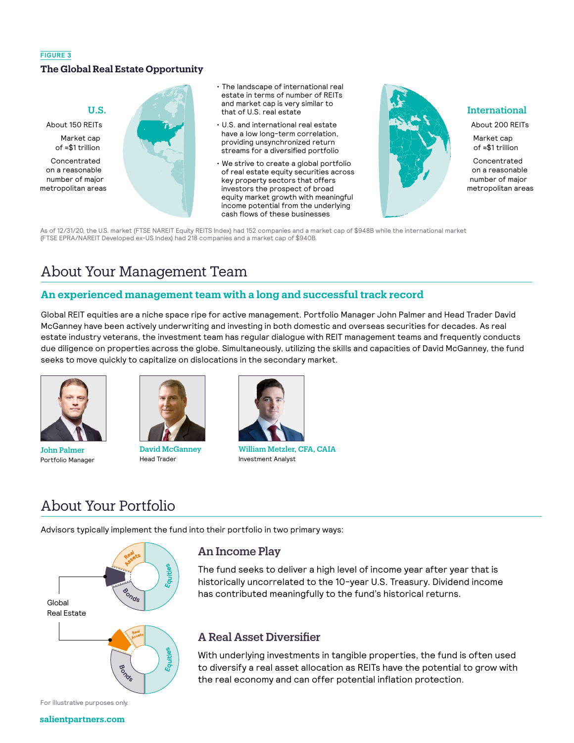FIGURE 3

### The Global Real Estate Opportunity

**U.S.**

About 150 REITs

Market cap of ≈$1 trillion

Concentrated on a reasonable number of major metropolitan areas

- The landscape of international real estate in terms of number of REITs and market cap is very similar to that of U.S. real estate
- U.S. and international real estate have a low long-term correlation, providing unsynchronized return streams for a diversified portfolio
- We strive to create a global portfolio of real estate equity securities across key property sectors that offers investors the prospect of broad equity market growth with meaningful income potential from the underlying cash flows of these businesses

**International**

About 200 REITs

Market cap of ≈$1 trillion

Concentrated on a reasonable number of major metropolitan areas

As of 12/31/20, the U.S. market (FTSE NAREIT Equity REITS Index) had 152 companies and a market cap of $948B while the international market (FTSE EPRA/NAREIT Developed ex-US Index) had 218 companies and a market cap of $940B.

# About Your Management Team

## An experienced management team with a long and successful track record

Global REIT equities are a niche space ripe for active management. Portfolio Manager John Palmer and Head Trader David McGanney have been actively underwriting and investing in both domestic and overseas securities for decades. As real estate industry veterans, the investment team has regular dialogue with REIT management teams and frequently conducts due diligence on properties across the globe. Simultaneously, utilizing the skills and capacities of David McGanney, the fund seeks to move quickly to capitalize on dislocations in the secondary market.

**John Palmer**
Portfolio Manager

**David McGanney**
Head Trader

**William Metzler, CFA, CAIA**
Investment Analyst

# About Your Portfolio

Advisors typically implement the fund into their portfolio in two primary ways:

Global Real Estate

Real Assets, Equities, Bonds

Real Assets, Equities, Bonds

For illustrative purposes only.

### An Income Play

The fund seeks to deliver a high level of income year after year that is historically uncorrelated to the 10-year U.S. Treasury. Dividend income has contributed meaningfully to the fund's historical returns.

### A Real Asset Diversifier

With underlying investments in tangible properties, the fund is often used to diversify a real asset allocation as REITs have the potential to grow with the real economy and can offer potential inflation protection.

salientpartners.com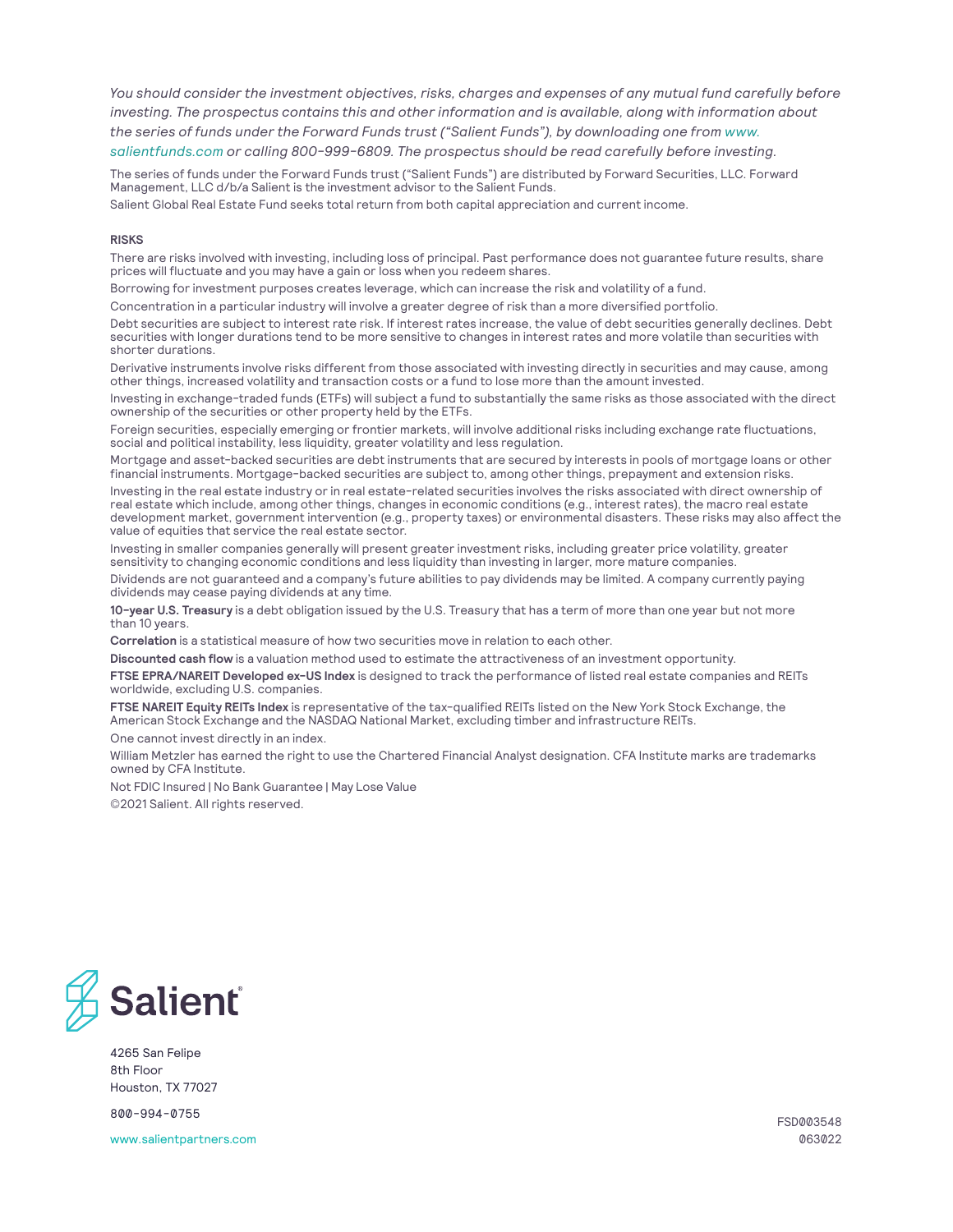*You should consider the investment objectives, risks, charges and expenses of any mutual fund carefully before investing. The prospectus contains this and other information and is available, along with information about the series of funds under the Forward Funds trust ("Salient Funds"), by downloading one from www.salientfunds.com or calling 800-999-6809. The prospectus should be read carefully before investing.*

The series of funds under the Forward Funds trust ("Salient Funds") are distributed by Forward Securities, LLC. Forward Management, LLC d/b/a Salient is the investment advisor to the Salient Funds.

Salient Global Real Estate Fund seeks total return from both capital appreciation and current income.

**RISKS**

There are risks involved with investing, including loss of principal. Past performance does not guarantee future results, share prices will fluctuate and you may have a gain or loss when you redeem shares.

Borrowing for investment purposes creates leverage, which can increase the risk and volatility of a fund.

Concentration in a particular industry will involve a greater degree of risk than a more diversified portfolio.

Debt securities are subject to interest rate risk. If interest rates increase, the value of debt securities generally declines. Debt securities with longer durations tend to be more sensitive to changes in interest rates and more volatile than securities with shorter durations.

Derivative instruments involve risks different from those associated with investing directly in securities and may cause, among other things, increased volatility and transaction costs or a fund to lose more than the amount invested.

Investing in exchange-traded funds (ETFs) will subject a fund to substantially the same risks as those associated with the direct ownership of the securities or other property held by the ETFs.

Foreign securities, especially emerging or frontier markets, will involve additional risks including exchange rate fluctuations, social and political instability, less liquidity, greater volatility and less regulation.

Mortgage and asset-backed securities are debt instruments that are secured by interests in pools of mortgage loans or other financial instruments. Mortgage-backed securities are subject to, among other things, prepayment and extension risks.

Investing in the real estate industry or in real estate-related securities involves the risks associated with direct ownership of real estate which include, among other things, changes in economic conditions (e.g., interest rates), the macro real estate development market, government intervention (e.g., property taxes) or environmental disasters. These risks may also affect the value of equities that service the real estate sector.

Investing in smaller companies generally will present greater investment risks, including greater price volatility, greater sensitivity to changing economic conditions and less liquidity than investing in larger, more mature companies.

Dividends are not guaranteed and a company's future abilities to pay dividends may be limited. A company currently paying dividends may cease paying dividends at any time.

**10-year U.S. Treasury** is a debt obligation issued by the U.S. Treasury that has a term of more than one year but not more than 10 years.

**Correlation** is a statistical measure of how two securities move in relation to each other.

**Discounted cash flow** is a valuation method used to estimate the attractiveness of an investment opportunity.

**FTSE EPRA/NAREIT Developed ex-US Index** is designed to track the performance of listed real estate companies and REITs worldwide, excluding U.S. companies.

**FTSE NAREIT Equity REITs Index** is representative of the tax-qualified REITs listed on the New York Stock Exchange, the American Stock Exchange and the NASDAQ National Market, excluding timber and infrastructure REITs.

One cannot invest directly in an index.

William Metzler has earned the right to use the Chartered Financial Analyst designation. CFA Institute marks are trademarks owned by CFA Institute.

Not FDIC Insured | No Bank Guarantee | May Lose Value

©2021 Salient. All rights reserved.

Salient®

4265 San Felipe
8th Floor
Houston, TX 77027

800-994-0755

www.salientpartners.com

FSD003548
063022